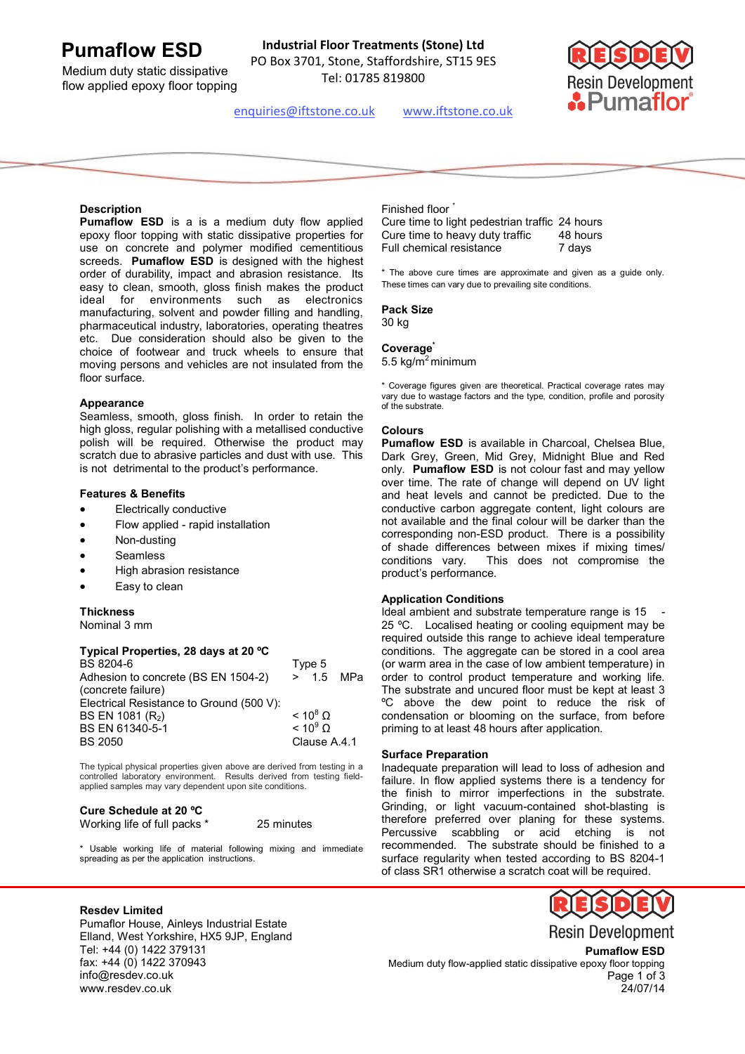# Pumaflow ESD

Medium duty static dissipative flow applied epoxy floor topping

**Industrial Floor Treatments (Stone) Ltd**
PO Box 3701, Stone, Staffordshire, ST15 9ES
Tel: 01785 819800

enquiries@iftstone.co.uk    www.iftstone.co.uk

## Description

**Pumaflow ESD** is a is a medium duty flow applied epoxy floor topping with static dissipative properties for use on concrete and polymer modified cementitious screeds. **Pumaflow ESD** is designed with the highest order of durability, impact and abrasion resistance. Its easy to clean, smooth, gloss finish makes the product ideal for environments such as electronics manufacturing, solvent and powder filling and handling, pharmaceutical industry, laboratories, operating theatres etc. Due consideration should also be given to the choice of footwear and truck wheels to ensure that moving persons and vehicles are not insulated from the floor surface.

## Appearance

Seamless, smooth, gloss finish. In order to retain the high gloss, regular polishing with a metallised conductive polish will be required. Otherwise the product may scratch due to abrasive particles and dust with use. This is not detrimental to the product's performance.

## Features & Benefits

- Electrically conductive
- Flow applied - rapid installation
- Non-dusting
- Seamless
- High abrasion resistance
- Easy to clean

## Thickness

Nominal 3 mm

## Typical Properties, 28 days at 20 ºC

| | |
|---|---|
| BS 8204-6 | Type 5 |
| Adhesion to concrete (BS EN 1504-2) (concrete failure) | > 1.5 MPa |
| Electrical Resistance to Ground (500 V): | |
| BS EN 1081 ($R_2$) | < $10^8$ Ω |
| BS EN 61340-5-1 | < $10^9$ Ω |
| BS 2050 | Clause A.4.1 |

The typical physical properties given above are derived from testing in a controlled laboratory environment. Results derived from testing field-applied samples may vary dependent upon site conditions.

## Cure Schedule at 20 ºC

| | |
|---|---|
| Working life of full packs * | 25 minutes |

\* Usable working life of material following mixing and immediate spreading as per the application instructions.

| Finished floor * | |
|---|---|
| Cure time to light pedestrian traffic | 24 hours |
| Cure time to heavy duty traffic | 48 hours |
| Full chemical resistance | 7 days |

\* The above cure times are approximate and given as a guide only. These times can vary due to prevailing site conditions.

## Pack Size

30 kg

## Coverage*

5.5 kg/m² minimum

\* Coverage figures given are theoretical. Practical coverage rates may vary due to wastage factors and the type, condition, profile and porosity of the substrate.

## Colours

**Pumaflow ESD** is available in Charcoal, Chelsea Blue, Dark Grey, Green, Mid Grey, Midnight Blue and Red only. **Pumaflow ESD** is not colour fast and may yellow over time. The rate of change will depend on UV light and heat levels and cannot be predicted. Due to the conductive carbon aggregate content, light colours are not available and the final colour will be darker than the corresponding non-ESD product. There is a possibility of shade differences between mixes if mixing times/ conditions vary. This does not compromise the product's performance.

## Application Conditions

Ideal ambient and substrate temperature range is 15 - 25 ºC. Localised heating or cooling equipment may be required outside this range to achieve ideal temperature conditions. The aggregate can be stored in a cool area (or warm area in the case of low ambient temperature) in order to control product temperature and working life. The substrate and uncured floor must be kept at least 3 ºC above the dew point to reduce the risk of condensation or blooming on the surface, from before priming to at least 48 hours after application.

## Surface Preparation

Inadequate preparation will lead to loss of adhesion and failure. In flow applied systems there is a tendency for the finish to mirror imperfections in the substrate. Grinding, or light vacuum-contained shot-blasting is therefore preferred over planing for these systems. Percussive scabbling or acid etching is not recommended. The substrate should be finished to a surface regularity when tested according to BS 8204-1 of class SR1 otherwise a scratch coat will be required.

**Resdev Limited**
Pumaflor House, Ainleys Industrial Estate
Elland, West Yorkshire, HX5 9JP, England
Tel: +44 (0) 1422 379131
fax: +44 (0) 1422 370943
info@resdev.co.uk
www.resdev.co.uk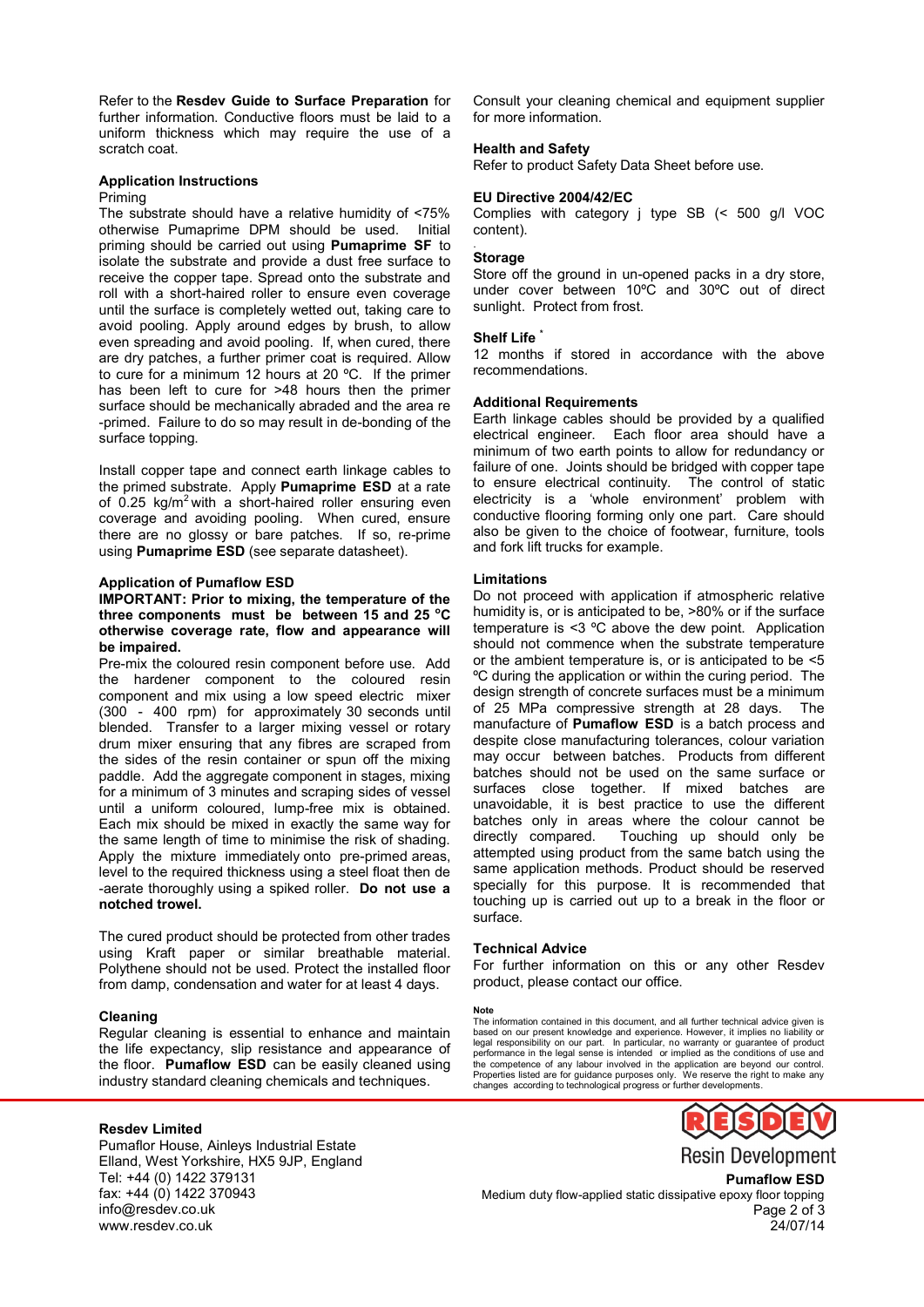Refer to the **Resdev Guide to Surface Preparation** for further information. Conductive floors must be laid to a uniform thickness which may require the use of a scratch coat.

### Application Instructions

Priming

The substrate should have a relative humidity of <75% otherwise Pumaprime DPM should be used. Initial priming should be carried out using **Pumaprime SF** to isolate the substrate and provide a dust free surface to receive the copper tape. Spread onto the substrate and roll with a short-haired roller to ensure even coverage until the surface is completely wetted out, taking care to avoid pooling. Apply around edges by brush, to allow even spreading and avoid pooling. If, when cured, there are dry patches, a further primer coat is required. Allow to cure for a minimum 12 hours at 20 ºC. If the primer has been left to cure for >48 hours then the primer surface should be mechanically abraded and the area re -primed. Failure to do so may result in de-bonding of the surface topping.

Install copper tape and connect earth linkage cables to the primed substrate. Apply **Pumaprime ESD** at a rate of 0.25 kg/m$^2$ with a short-haired roller ensuring even coverage and avoiding pooling. When cured, ensure there are no glossy or bare patches. If so, re-prime using **Pumaprime ESD** (see separate datasheet).

### Application of Pumaflow ESD

**IMPORTANT: Prior to mixing, the temperature of the three components must be between 15 and 25 °C otherwise coverage rate, flow and appearance will be impaired.**

Pre-mix the coloured resin component before use. Add the hardener component to the coloured resin component and mix using a low speed electric mixer (300 - 400 rpm) for approximately 30 seconds until blended. Transfer to a larger mixing vessel or rotary drum mixer ensuring that any fibres are scraped from the sides of the resin container or spun off the mixing paddle. Add the aggregate component in stages, mixing for a minimum of 3 minutes and scraping sides of vessel until a uniform coloured, lump-free mix is obtained. Each mix should be mixed in exactly the same way for the same length of time to minimise the risk of shading. Apply the mixture immediately onto pre-primed areas, level to the required thickness using a steel float then de -aerate thoroughly using a spiked roller. **Do not use a notched trowel.**

The cured product should be protected from other trades using Kraft paper or similar breathable material. Polythene should not be used. Protect the installed floor from damp, condensation and water for at least 4 days.

### Cleaning

Regular cleaning is essential to enhance and maintain the life expectancy, slip resistance and appearance of the floor. **Pumaflow ESD** can be easily cleaned using industry standard cleaning chemicals and techniques.

Consult your cleaning chemical and equipment supplier for more information.

### Health and Safety

Refer to product Safety Data Sheet before use.

### EU Directive 2004/42/EC

Complies with category j type SB (< 500 g/l VOC content).

### Storage

Store off the ground in un-opened packs in a dry store, under cover between 10ºC and 30ºC out of direct sunlight. Protect from frost.

### Shelf Life *

12 months if stored in accordance with the above recommendations.

### Additional Requirements

Earth linkage cables should be provided by a qualified electrical engineer. Each floor area should have a minimum of two earth points to allow for redundancy or failure of one. Joints should be bridged with copper tape to ensure electrical continuity. The control of static electricity is a 'whole environment' problem with conductive flooring forming only one part. Care should also be given to the choice of footwear, furniture, tools and fork lift trucks for example.

### Limitations

Do not proceed with application if atmospheric relative humidity is, or is anticipated to be, >80% or if the surface temperature is <3 ºC above the dew point. Application should not commence when the substrate temperature or the ambient temperature is, or is anticipated to be <5 ºC during the application or within the curing period. The design strength of concrete surfaces must be a minimum of 25 MPa compressive strength at 28 days. The manufacture of **Pumaflow ESD** is a batch process and despite close manufacturing tolerances, colour variation may occur between batches. Products from different batches should not be used on the same surface or surfaces close together. If mixed batches are unavoidable, it is best practice to use the different batches only in areas where the colour cannot be directly compared. Touching up should only be attempted using product from the same batch using the same application methods. Product should be reserved specially for this purpose. It is recommended that touching up is carried out up to a break in the floor or surface.

### Technical Advice

For further information on this or any other Resdev product, please contact our office.

**Note**

The information contained in this document, and all further technical advice given is based on our present knowledge and experience. However, it implies no liability or legal responsibility on our part. In particular, no warranty or guarantee of product performance in the legal sense is intended or implied as the conditions of use and the competence of any labour involved in the application are beyond our control. Properties listed are for guidance purposes only. We reserve the right to make any changes according to technological progress or further developments.

**Resdev Limited**
Pumaflor House, Ainleys Industrial Estate
Elland, West Yorkshire, HX5 9JP, England
Tel: +44 (0) 1422 379131
fax: +44 (0) 1422 370943
info@resdev.co.uk
www.resdev.co.uk

RESDEV Resin Development

**Pumaflow ESD**
Medium duty flow-applied static dissipative epoxy floor topping
24/07/14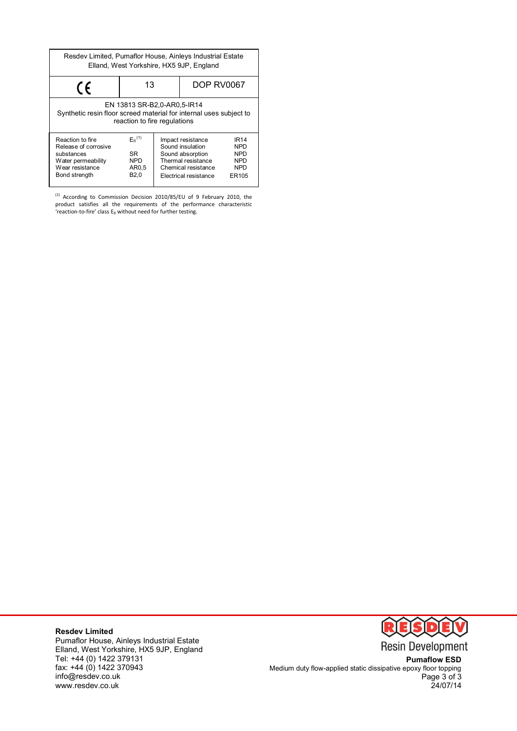| Resdev Limited, Pumaflor House, Ainleys Industrial Estate Elland, West Yorkshire, HX5 9JP, England | | | |
|---|---|---|---|
| CE | 13 | DOP RV0067 | |
| EN 13813 SR-B2,0-AR0,5-IR14 Synthetic resin floor screed material for internal uses subject to reaction to fire regulations | | | |
| Reaction to fire | $E_{fl}$ (1) | Impact resistance | IR14 |
| Release of corrosive substances | SR | Sound insulation | NPD |
| Water permeability | NPD | Sound absorption | NPD |
| Wear resistance | AR0,5 | Thermal resistance | NPD |
| Bond strength | B2,0 | Chemical resistance | NPD |
| | | Electrical resistance | ER105 |

(1) According to Commission Decision 2010/85/EU of 9 February 2010, the product satisfies all the requirements of the performance characteristic 'reaction-to-fire' class $E_{fl}$ without need for further testing.

**Resdev Limited**
Pumaflor House, Ainleys Industrial Estate
Elland, West Yorkshire, HX5 9JP, England
Tel: +44 (0) 1422 379131
fax: +44 (0) 1422 370943
info@resdev.co.uk
www.resdev.co.uk

RESDEV Resin Development

**Pumaflow ESD**
Medium duty flow-applied static dissipative epoxy floor topping
24/07/14